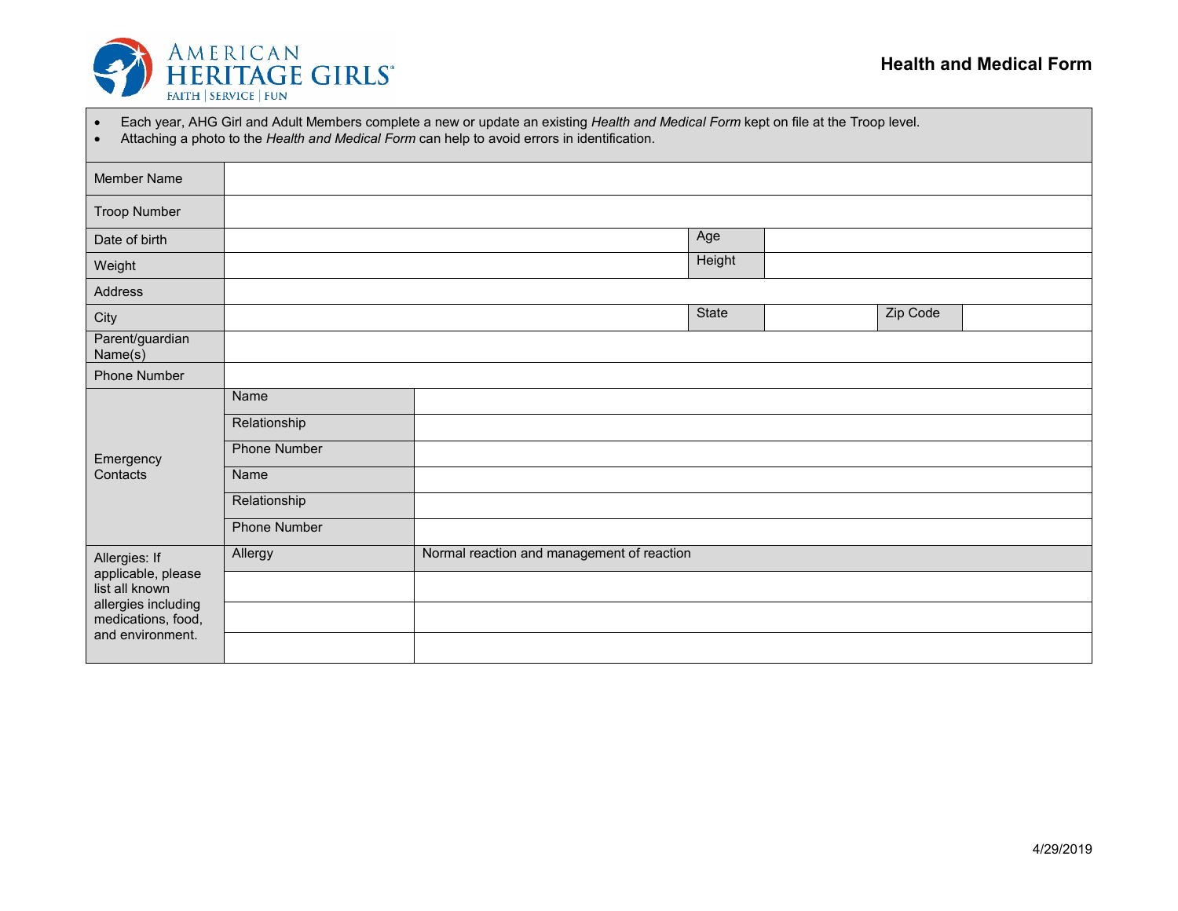# Health and Medical Form

AMERICAN HERITAGE GIRLS
FAITH | SERVICE | FUN

- Each year, AHG Girl and Adult Members complete a new or update an existing *Health and Medical Form* kept on file at the Troop level.
- Attaching a photo to the *Health and Medical Form* can help to avoid errors in identification.

| | | | | | |
|---|---|---|---|---|---|
| Member Name | | | | | |
| Troop Number | | | | | |
| Date of birth | | Age | | | |
| Weight | | Height | | | |
| Address | | | | | |
| City | | State | | Zip Code | |
| Parent/guardian Name(s) | | | | | |
| Phone Number | | | | | |

| | | |
|---|---|---|
| Emergency Contacts | Name | |
| | Relationship | |
| | Phone Number | |
| | Name | |
| | Relationship | |
| | Phone Number | |

| | | |
|---|---|---|
| Allergies: If applicable, please list all known allergies including medications, food, and environment. | Allergy | Normal reaction and management of reaction |
| | | |
| | | |
| | | |

4/29/2019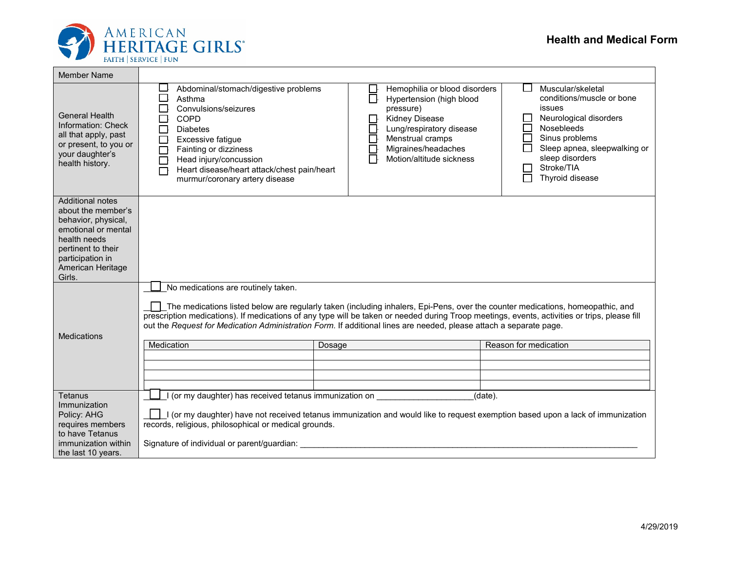# Health and Medical Form

| Member Name | | | |
|---|---|---|---|
| General Health Information: Check all that apply, past or present, to you or your daughter's health history. | ☐ Abdominal/stomach/digestive problems<br>☐ Asthma<br>☐ Convulsions/seizures<br>☐ COPD<br>☐ Diabetes<br>☐ Excessive fatigue<br>☐ Fainting or dizziness<br>☐ Head injury/concussion<br>☐ Heart disease/heart attack/chest pain/heart murmur/coronary artery disease | ☐ Hemophilia or blood disorders<br>☐ Hypertension (high blood pressure)<br>☐ Kidney Disease<br>☐ Lung/respiratory disease<br>☐ Menstrual cramps<br>☐ Migraines/headaches<br>☐ Motion/altitude sickness | ☐ Muscular/skeletal conditions/muscle or bone issues<br>☐ Neurological disorders<br>☐ Nosebleeds<br>☐ Sinus problems<br>☐ Sleep apnea, sleepwalking or sleep disorders<br>☐ Stroke/TIA<br>☐ Thyroid disease |
| Additional notes about the member's behavior, physical, emotional or mental health needs pertinent to their participation in American Heritage Girls. | | | |

**Medications**

___☐___No medications are routinely taken.

___☐___The medications listed below are regularly taken (including inhalers, Epi-Pens, over the counter medications, homeopathic, and prescription medications). If medications of any type will be taken or needed during Troop meetings, events, activities or trips, please fill out the *Request for Medication Administration Form*. If additional lines are needed, please attach a separate page.

| Medication | Dosage | Reason for medication |
|---|---|---|
| | | |
| | | |
| | | |
| | | |

**Tetanus Immunization Policy: AHG requires members to have Tetanus immunization within the last 10 years.**

___☐___I (or my daughter) has received tetanus immunization on ____________________(date).

___☐___I (or my daughter) have not received tetanus immunization and would like to request exemption based upon a lack of immunization records, religious, philosophical or medical grounds.

Signature of individual or parent/guardian: ______________________________________________________________________

4/29/2019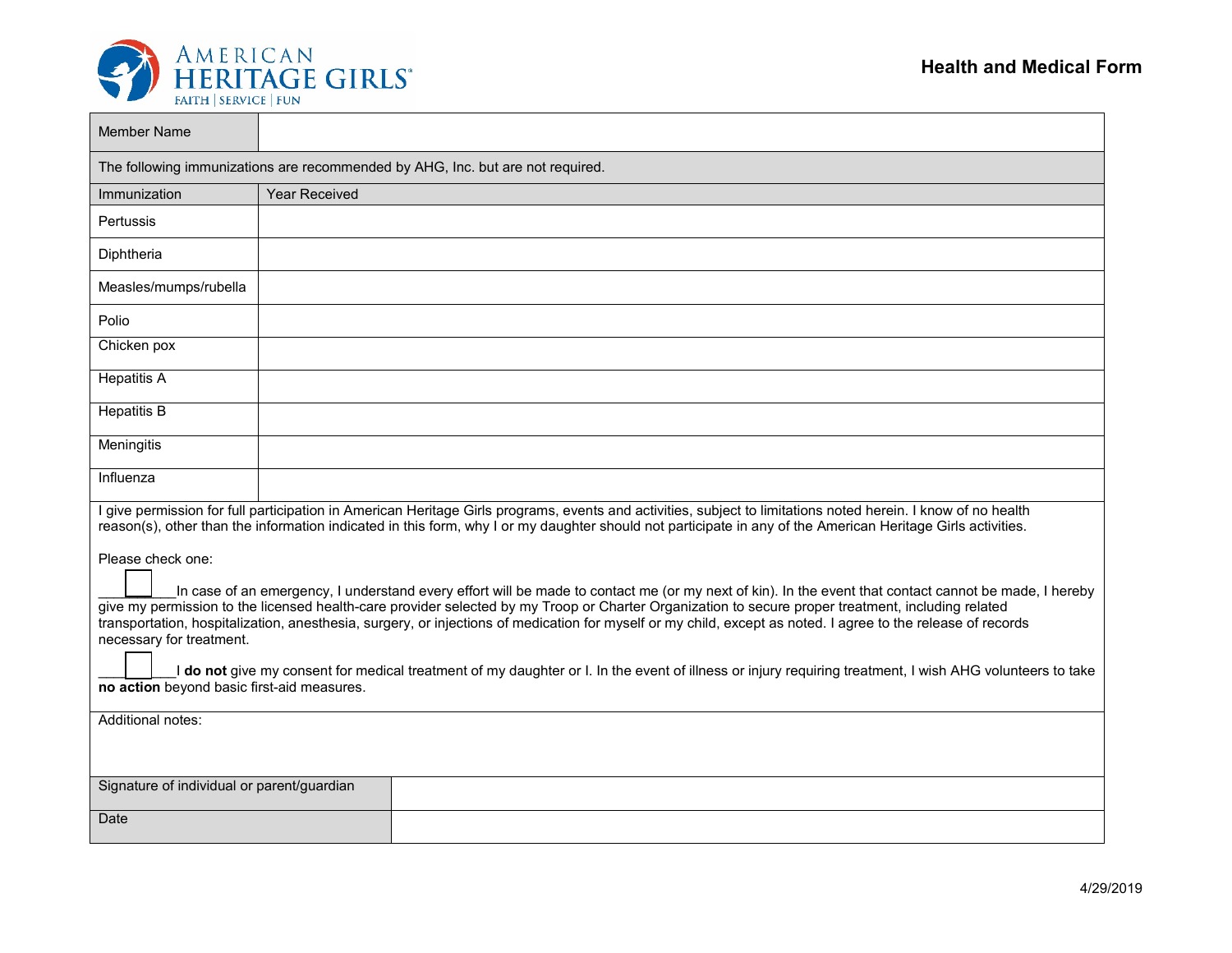AMERICAN HERITAGE GIRLS

FAITH | SERVICE | FUN

# Health and Medical Form

| | |
|---|---|
| Member Name | |

The following immunizations are recommended by AHG, Inc. but are not required.

| Immunization | Year Received |
|---|---|
| Pertussis | |
| Diphtheria | |
| Measles/mumps/rubella | |
| Polio | |
| Chicken pox | |
| Hepatitis A | |
| Hepatitis B | |
| Meningitis | |
| Influenza | |

I give permission for full participation in American Heritage Girls programs, events and activities, subject to limitations noted herein. I know of no health reason(s), other than the information indicated in this form, why I or my daughter should not participate in any of the American Heritage Girls activities.

Please check one:

☐ In case of an emergency, I understand every effort will be made to contact me (or my next of kin). In the event that contact cannot be made, I hereby give my permission to the licensed health-care provider selected by my Troop or Charter Organization to secure proper treatment, including related transportation, hospitalization, anesthesia, surgery, or injections of medication for myself or my child, except as noted. I agree to the release of records necessary for treatment.

☐ I **do not** give my consent for medical treatment of my daughter or I. In the event of illness or injury requiring treatment, I wish AHG volunteers to take **no action** beyond basic first-aid measures.

Additional notes:

| | |
|---|---|
| Signature of individual or parent/guardian | |
| Date | |

4/29/2019